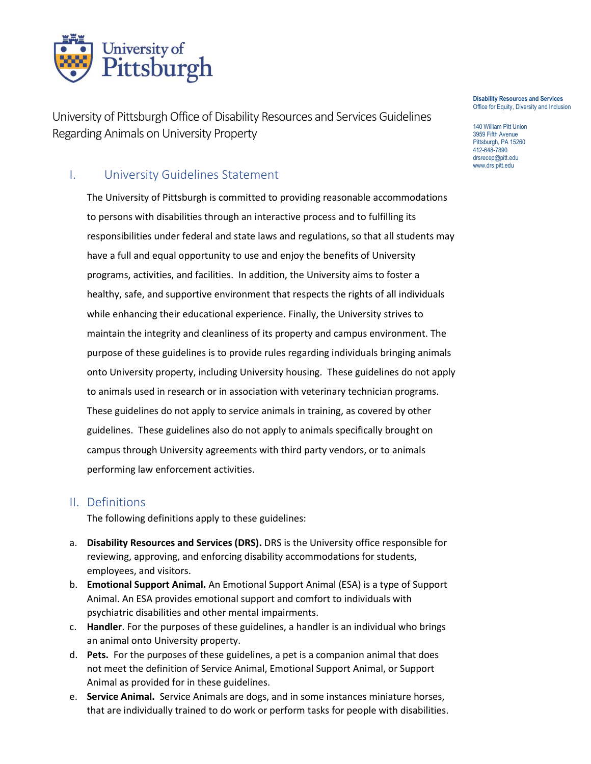University of Pittsburgh

**Disability Resources and Services**
Office for Equity, Diversity and Inclusion

140 William Pitt Union
3959 Fifth Avenue
Pittsburgh, PA 15260
412-648-7890
drsrecep@pitt.edu
www.drs.pitt.edu

# University of Pittsburgh Office of Disability Resources and Services Guidelines Regarding Animals on University Property

## I. University Guidelines Statement

The University of Pittsburgh is committed to providing reasonable accommodations to persons with disabilities through an interactive process and to fulfilling its responsibilities under federal and state laws and regulations, so that all students may have a full and equal opportunity to use and enjoy the benefits of University programs, activities, and facilities. In addition, the University aims to foster a healthy, safe, and supportive environment that respects the rights of all individuals while enhancing their educational experience. Finally, the University strives to maintain the integrity and cleanliness of its property and campus environment. The purpose of these guidelines is to provide rules regarding individuals bringing animals onto University property, including University housing. These guidelines do not apply to animals used in research or in association with veterinary technician programs. These guidelines do not apply to service animals in training, as covered by other guidelines. These guidelines also do not apply to animals specifically brought on campus through University agreements with third party vendors, or to animals performing law enforcement activities.

## II. Definitions

The following definitions apply to these guidelines:

a. **Disability Resources and Services (DRS).** DRS is the University office responsible for reviewing, approving, and enforcing disability accommodations for students, employees, and visitors.

b. **Emotional Support Animal.** An Emotional Support Animal (ESA) is a type of Support Animal. An ESA provides emotional support and comfort to individuals with psychiatric disabilities and other mental impairments.

c. **Handler**. For the purposes of these guidelines, a handler is an individual who brings an animal onto University property.

d. **Pets.** For the purposes of these guidelines, a pet is a companion animal that does not meet the definition of Service Animal, Emotional Support Animal, or Support Animal as provided for in these guidelines.

e. **Service Animal.** Service Animals are dogs, and in some instances miniature horses, that are individually trained to do work or perform tasks for people with disabilities.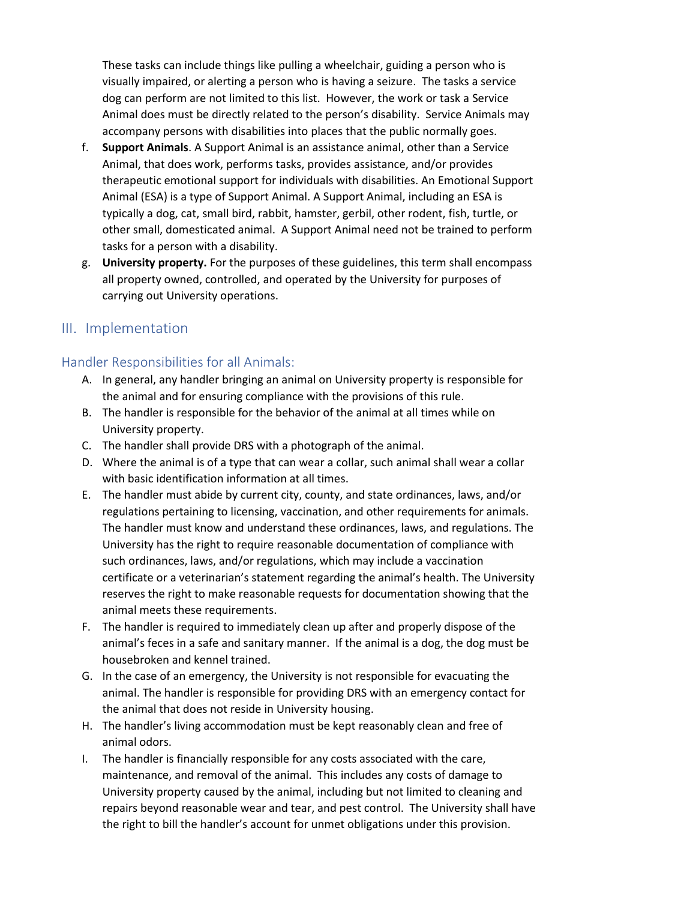These tasks can include things like pulling a wheelchair, guiding a person who is visually impaired, or alerting a person who is having a seizure. The tasks a service dog can perform are not limited to this list. However, the work or task a Service Animal does must be directly related to the person's disability. Service Animals may accompany persons with disabilities into places that the public normally goes.

f. **Support Animals**. A Support Animal is an assistance animal, other than a Service Animal, that does work, performs tasks, provides assistance, and/or provides therapeutic emotional support for individuals with disabilities. An Emotional Support Animal (ESA) is a type of Support Animal. A Support Animal, including an ESA is typically a dog, cat, small bird, rabbit, hamster, gerbil, other rodent, fish, turtle, or other small, domesticated animal. A Support Animal need not be trained to perform tasks for a person with a disability.

g. **University property.** For the purposes of these guidelines, this term shall encompass all property owned, controlled, and operated by the University for purposes of carrying out University operations.

## III. Implementation

### Handler Responsibilities for all Animals:

A. In general, any handler bringing an animal on University property is responsible for the animal and for ensuring compliance with the provisions of this rule.

B. The handler is responsible for the behavior of the animal at all times while on University property.

C. The handler shall provide DRS with a photograph of the animal.

D. Where the animal is of a type that can wear a collar, such animal shall wear a collar with basic identification information at all times.

E. The handler must abide by current city, county, and state ordinances, laws, and/or regulations pertaining to licensing, vaccination, and other requirements for animals. The handler must know and understand these ordinances, laws, and regulations. The University has the right to require reasonable documentation of compliance with such ordinances, laws, and/or regulations, which may include a vaccination certificate or a veterinarian's statement regarding the animal's health. The University reserves the right to make reasonable requests for documentation showing that the animal meets these requirements.

F. The handler is required to immediately clean up after and properly dispose of the animal's feces in a safe and sanitary manner. If the animal is a dog, the dog must be housebroken and kennel trained.

G. In the case of an emergency, the University is not responsible for evacuating the animal. The handler is responsible for providing DRS with an emergency contact for the animal that does not reside in University housing.

H. The handler's living accommodation must be kept reasonably clean and free of animal odors.

I. The handler is financially responsible for any costs associated with the care, maintenance, and removal of the animal. This includes any costs of damage to University property caused by the animal, including but not limited to cleaning and repairs beyond reasonable wear and tear, and pest control. The University shall have the right to bill the handler's account for unmet obligations under this provision.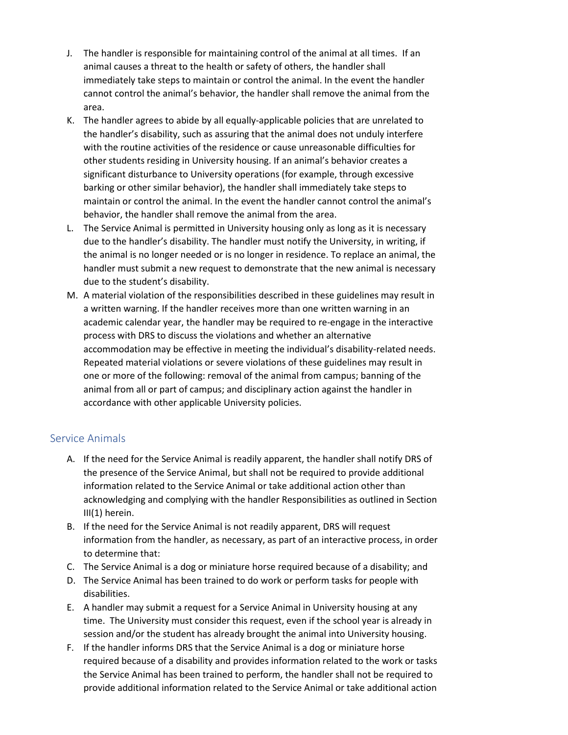J. The handler is responsible for maintaining control of the animal at all times. If an animal causes a threat to the health or safety of others, the handler shall immediately take steps to maintain or control the animal. In the event the handler cannot control the animal's behavior, the handler shall remove the animal from the area.
K. The handler agrees to abide by all equally-applicable policies that are unrelated to the handler's disability, such as assuring that the animal does not unduly interfere with the routine activities of the residence or cause unreasonable difficulties for other students residing in University housing. If an animal's behavior creates a significant disturbance to University operations (for example, through excessive barking or other similar behavior), the handler shall immediately take steps to maintain or control the animal. In the event the handler cannot control the animal's behavior, the handler shall remove the animal from the area.
L. The Service Animal is permitted in University housing only as long as it is necessary due to the handler's disability. The handler must notify the University, in writing, if the animal is no longer needed or is no longer in residence. To replace an animal, the handler must submit a new request to demonstrate that the new animal is necessary due to the student's disability.
M. A material violation of the responsibilities described in these guidelines may result in a written warning. If the handler receives more than one written warning in an academic calendar year, the handler may be required to re-engage in the interactive process with DRS to discuss the violations and whether an alternative accommodation may be effective in meeting the individual's disability-related needs. Repeated material violations or severe violations of these guidelines may result in one or more of the following: removal of the animal from campus; banning of the animal from all or part of campus; and disciplinary action against the handler in accordance with other applicable University policies.

## Service Animals

A. If the need for the Service Animal is readily apparent, the handler shall notify DRS of the presence of the Service Animal, but shall not be required to provide additional information related to the Service Animal or take additional action other than acknowledging and complying with the handler Responsibilities as outlined in Section III(1) herein.
B. If the need for the Service Animal is not readily apparent, DRS will request information from the handler, as necessary, as part of an interactive process, in order to determine that:
C. The Service Animal is a dog or miniature horse required because of a disability; and
D. The Service Animal has been trained to do work or perform tasks for people with disabilities.
E. A handler may submit a request for a Service Animal in University housing at any time. The University must consider this request, even if the school year is already in session and/or the student has already brought the animal into University housing.
F. If the handler informs DRS that the Service Animal is a dog or miniature horse required because of a disability and provides information related to the work or tasks the Service Animal has been trained to perform, the handler shall not be required to provide additional information related to the Service Animal or take additional action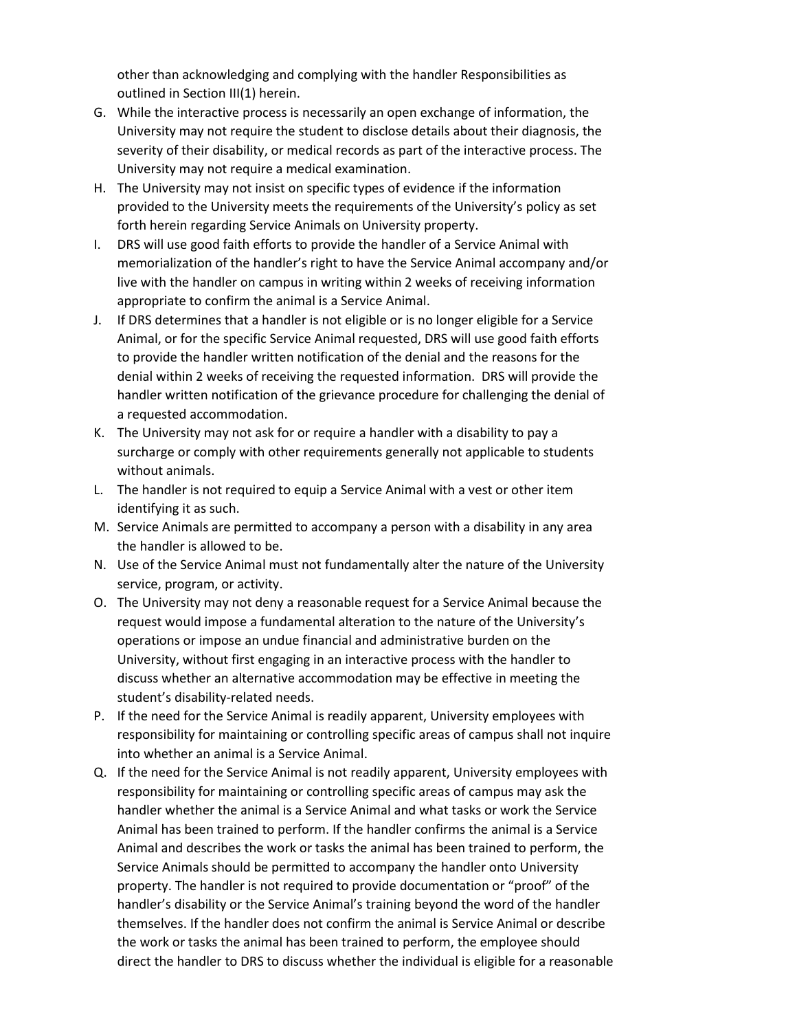other than acknowledging and complying with the handler Responsibilities as outlined in Section III(1) herein.

G. While the interactive process is necessarily an open exchange of information, the University may not require the student to disclose details about their diagnosis, the severity of their disability, or medical records as part of the interactive process. The University may not require a medical examination.
H. The University may not insist on specific types of evidence if the information provided to the University meets the requirements of the University's policy as set forth herein regarding Service Animals on University property.
I. DRS will use good faith efforts to provide the handler of a Service Animal with memorialization of the handler's right to have the Service Animal accompany and/or live with the handler on campus in writing within 2 weeks of receiving information appropriate to confirm the animal is a Service Animal.
J. If DRS determines that a handler is not eligible or is no longer eligible for a Service Animal, or for the specific Service Animal requested, DRS will use good faith efforts to provide the handler written notification of the denial and the reasons for the denial within 2 weeks of receiving the requested information. DRS will provide the handler written notification of the grievance procedure for challenging the denial of a requested accommodation.
K. The University may not ask for or require a handler with a disability to pay a surcharge or comply with other requirements generally not applicable to students without animals.
L. The handler is not required to equip a Service Animal with a vest or other item identifying it as such.
M. Service Animals are permitted to accompany a person with a disability in any area the handler is allowed to be.
N. Use of the Service Animal must not fundamentally alter the nature of the University service, program, or activity.
O. The University may not deny a reasonable request for a Service Animal because the request would impose a fundamental alteration to the nature of the University's operations or impose an undue financial and administrative burden on the University, without first engaging in an interactive process with the handler to discuss whether an alternative accommodation may be effective in meeting the student's disability-related needs.
P. If the need for the Service Animal is readily apparent, University employees with responsibility for maintaining or controlling specific areas of campus shall not inquire into whether an animal is a Service Animal.
Q. If the need for the Service Animal is not readily apparent, University employees with responsibility for maintaining or controlling specific areas of campus may ask the handler whether the animal is a Service Animal and what tasks or work the Service Animal has been trained to perform. If the handler confirms the animal is a Service Animal and describes the work or tasks the animal has been trained to perform, the Service Animals should be permitted to accompany the handler onto University property. The handler is not required to provide documentation or "proof" of the handler's disability or the Service Animal's training beyond the word of the handler themselves. If the handler does not confirm the animal is Service Animal or describe the work or tasks the animal has been trained to perform, the employee should direct the handler to DRS to discuss whether the individual is eligible for a reasonable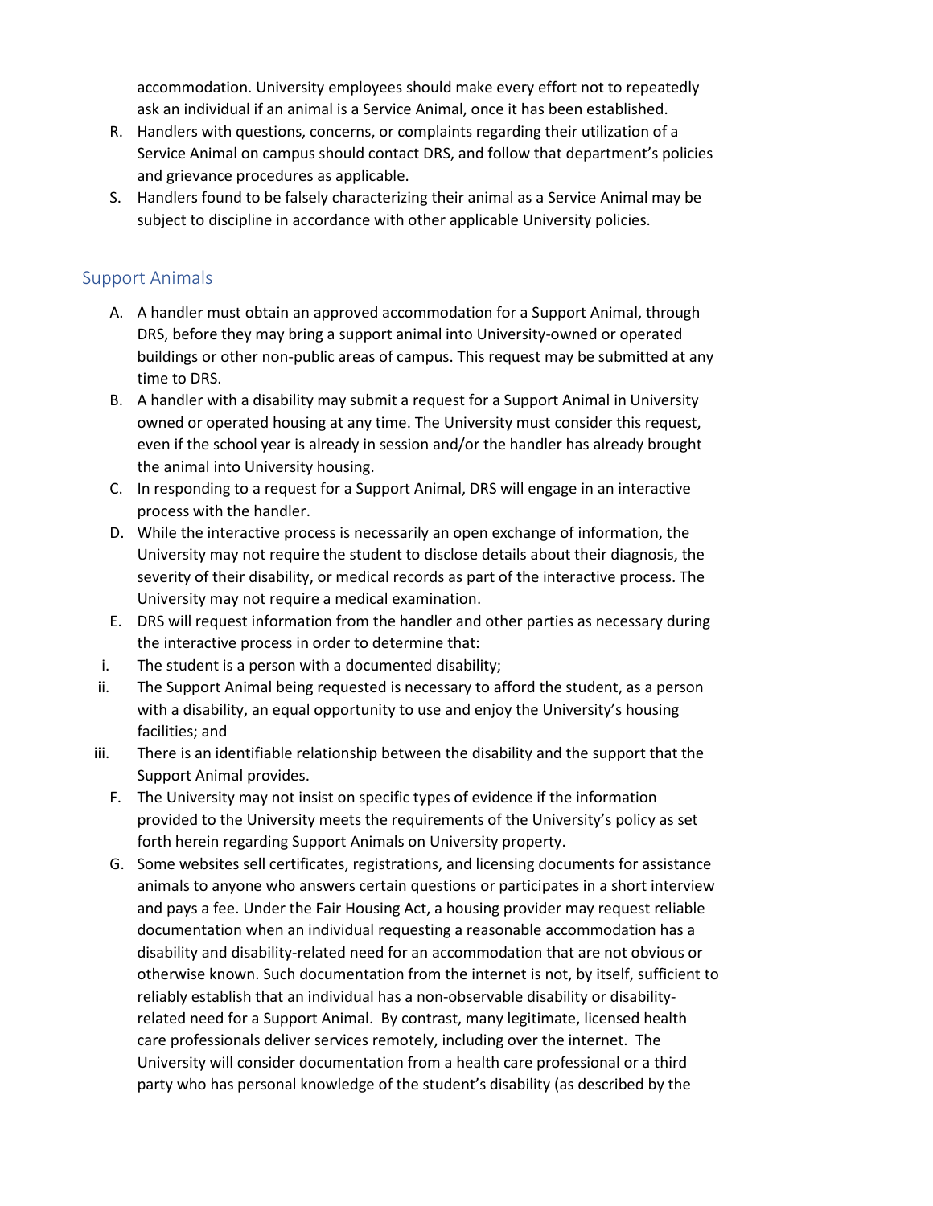accommodation. University employees should make every effort not to repeatedly ask an individual if an animal is a Service Animal, once it has been established.

R. Handlers with questions, concerns, or complaints regarding their utilization of a Service Animal on campus should contact DRS, and follow that department's policies and grievance procedures as applicable.
S. Handlers found to be falsely characterizing their animal as a Service Animal may be subject to discipline in accordance with other applicable University policies.

## Support Animals

A. A handler must obtain an approved accommodation for a Support Animal, through DRS, before they may bring a support animal into University-owned or operated buildings or other non-public areas of campus. This request may be submitted at any time to DRS.
B. A handler with a disability may submit a request for a Support Animal in University owned or operated housing at any time. The University must consider this request, even if the school year is already in session and/or the handler has already brought the animal into University housing.
C. In responding to a request for a Support Animal, DRS will engage in an interactive process with the handler.
D. While the interactive process is necessarily an open exchange of information, the University may not require the student to disclose details about their diagnosis, the severity of their disability, or medical records as part of the interactive process. The University may not require a medical examination.
E. DRS will request information from the handler and other parties as necessary during the interactive process in order to determine that:
   i. The student is a person with a documented disability;
   ii. The Support Animal being requested is necessary to afford the student, as a person with a disability, an equal opportunity to use and enjoy the University's housing facilities; and
   iii. There is an identifiable relationship between the disability and the support that the Support Animal provides.
F. The University may not insist on specific types of evidence if the information provided to the University meets the requirements of the University's policy as set forth herein regarding Support Animals on University property.
G. Some websites sell certificates, registrations, and licensing documents for assistance animals to anyone who answers certain questions or participates in a short interview and pays a fee. Under the Fair Housing Act, a housing provider may request reliable documentation when an individual requesting a reasonable accommodation has a disability and disability-related need for an accommodation that are not obvious or otherwise known. Such documentation from the internet is not, by itself, sufficient to reliably establish that an individual has a non-observable disability or disability-related need for a Support Animal. By contrast, many legitimate, licensed health care professionals deliver services remotely, including over the internet. The University will consider documentation from a health care professional or a third party who has personal knowledge of the student's disability (as described by the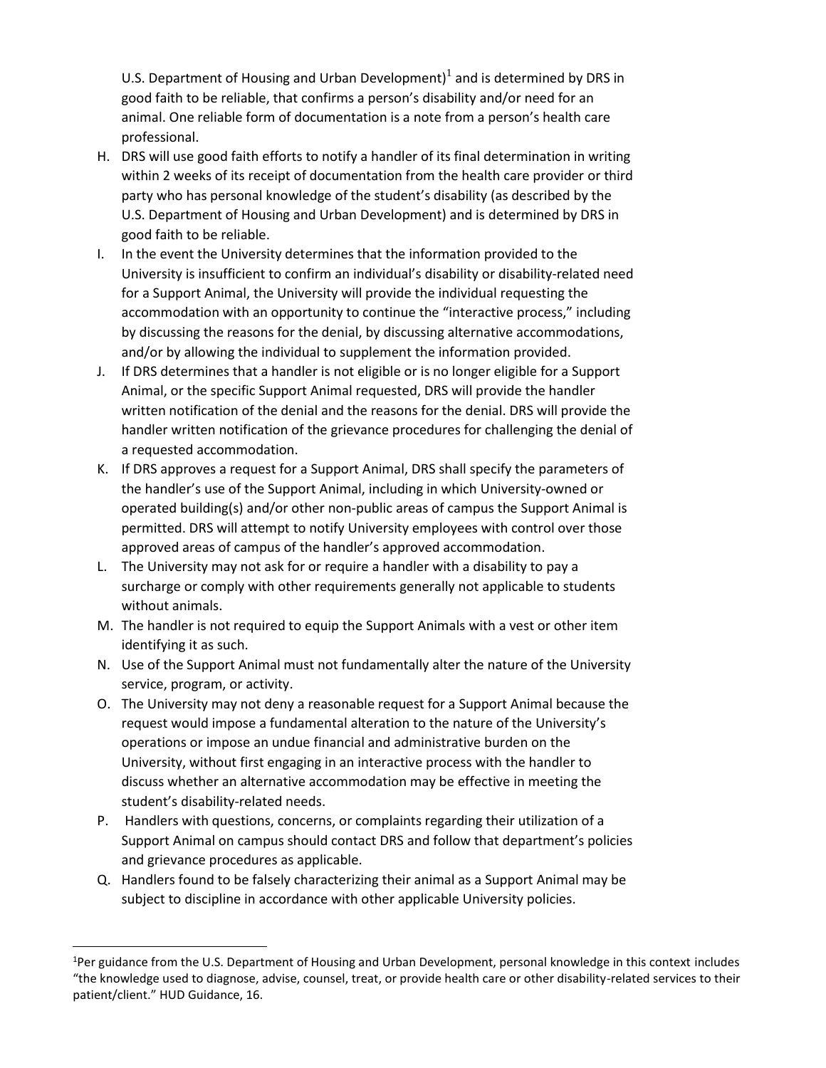U.S. Department of Housing and Urban Development)[1] and is determined by DRS in good faith to be reliable, that confirms a person's disability and/or need for an animal. One reliable form of documentation is a note from a person's health care professional.

H. DRS will use good faith efforts to notify a handler of its final determination in writing within 2 weeks of its receipt of documentation from the health care provider or third party who has personal knowledge of the student's disability (as described by the U.S. Department of Housing and Urban Development) and is determined by DRS in good faith to be reliable.
I. In the event the University determines that the information provided to the University is insufficient to confirm an individual's disability or disability-related need for a Support Animal, the University will provide the individual requesting the accommodation with an opportunity to continue the "interactive process," including by discussing the reasons for the denial, by discussing alternative accommodations, and/or by allowing the individual to supplement the information provided.
J. If DRS determines that a handler is not eligible or is no longer eligible for a Support Animal, or the specific Support Animal requested, DRS will provide the handler written notification of the denial and the reasons for the denial. DRS will provide the handler written notification of the grievance procedures for challenging the denial of a requested accommodation.
K. If DRS approves a request for a Support Animal, DRS shall specify the parameters of the handler's use of the Support Animal, including in which University-owned or operated building(s) and/or other non-public areas of campus the Support Animal is permitted. DRS will attempt to notify University employees with control over those approved areas of campus of the handler's approved accommodation.
L. The University may not ask for or require a handler with a disability to pay a surcharge or comply with other requirements generally not applicable to students without animals.
M. The handler is not required to equip the Support Animals with a vest or other item identifying it as such.
N. Use of the Support Animal must not fundamentally alter the nature of the University service, program, or activity.
O. The University may not deny a reasonable request for a Support Animal because the request would impose a fundamental alteration to the nature of the University's operations or impose an undue financial and administrative burden on the University, without first engaging in an interactive process with the handler to discuss whether an alternative accommodation may be effective in meeting the student's disability-related needs.
P. Handlers with questions, concerns, or complaints regarding their utilization of a Support Animal on campus should contact DRS and follow that department's policies and grievance procedures as applicable.
Q. Handlers found to be falsely characterizing their animal as a Support Animal may be subject to discipline in accordance with other applicable University policies.

---

[1]Per guidance from the U.S. Department of Housing and Urban Development, personal knowledge in this context includes "the knowledge used to diagnose, advise, counsel, treat, or provide health care or other disability-related services to their patient/client." HUD Guidance, 16.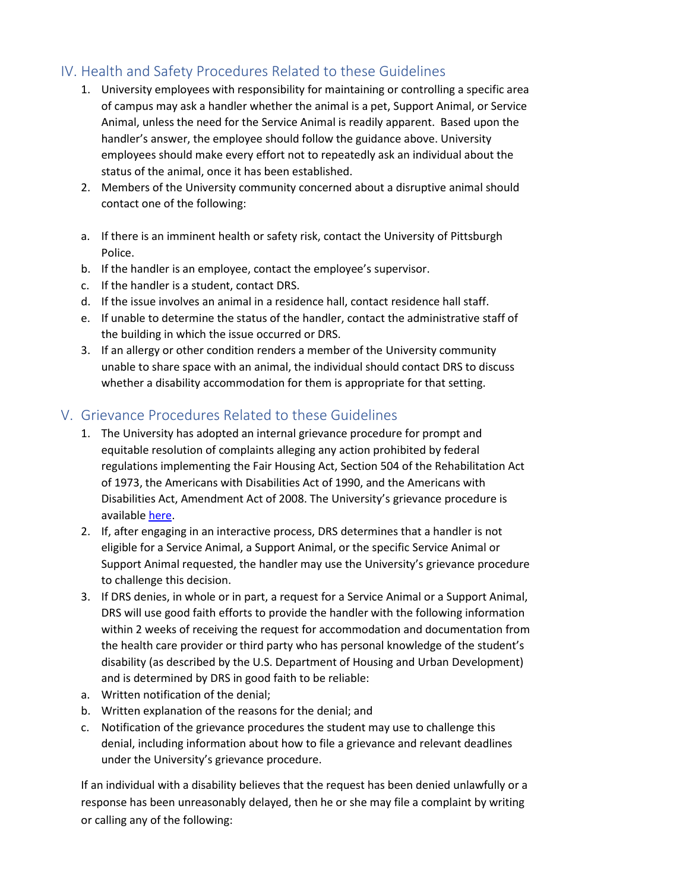## IV. Health and Safety Procedures Related to these Guidelines

1. University employees with responsibility for maintaining or controlling a specific area of campus may ask a handler whether the animal is a pet, Support Animal, or Service Animal, unless the need for the Service Animal is readily apparent. Based upon the handler's answer, the employee should follow the guidance above. University employees should make every effort not to repeatedly ask an individual about the status of the animal, once it has been established.
2. Members of the University community concerned about a disruptive animal should contact one of the following:

   a. If there is an imminent health or safety risk, contact the University of Pittsburgh Police.
   b. If the handler is an employee, contact the employee's supervisor.
   c. If the handler is a student, contact DRS.
   d. If the issue involves an animal in a residence hall, contact residence hall staff.
   e. If unable to determine the status of the handler, contact the administrative staff of the building in which the issue occurred or DRS.
3. If an allergy or other condition renders a member of the University community unable to share space with an animal, the individual should contact DRS to discuss whether a disability accommodation for them is appropriate for that setting.

## V. Grievance Procedures Related to these Guidelines

1. The University has adopted an internal grievance procedure for prompt and equitable resolution of complaints alleging any action prohibited by federal regulations implementing the Fair Housing Act, Section 504 of the Rehabilitation Act of 1973, the Americans with Disabilities Act of 1990, and the Americans with Disabilities Act, Amendment Act of 2008. The University's grievance procedure is available here.
2. If, after engaging in an interactive process, DRS determines that a handler is not eligible for a Service Animal, a Support Animal, or the specific Service Animal or Support Animal requested, the handler may use the University's grievance procedure to challenge this decision.
3. If DRS denies, in whole or in part, a request for a Service Animal or a Support Animal, DRS will use good faith efforts to provide the handler with the following information within 2 weeks of receiving the request for accommodation and documentation from the health care provider or third party who has personal knowledge of the student's disability (as described by the U.S. Department of Housing and Urban Development) and is determined by DRS in good faith to be reliable:

   a. Written notification of the denial;
   b. Written explanation of the reasons for the denial; and
   c. Notification of the grievance procedures the student may use to challenge this denial, including information about how to file a grievance and relevant deadlines under the University's grievance procedure.

If an individual with a disability believes that the request has been denied unlawfully or a response has been unreasonably delayed, then he or she may file a complaint by writing or calling any of the following: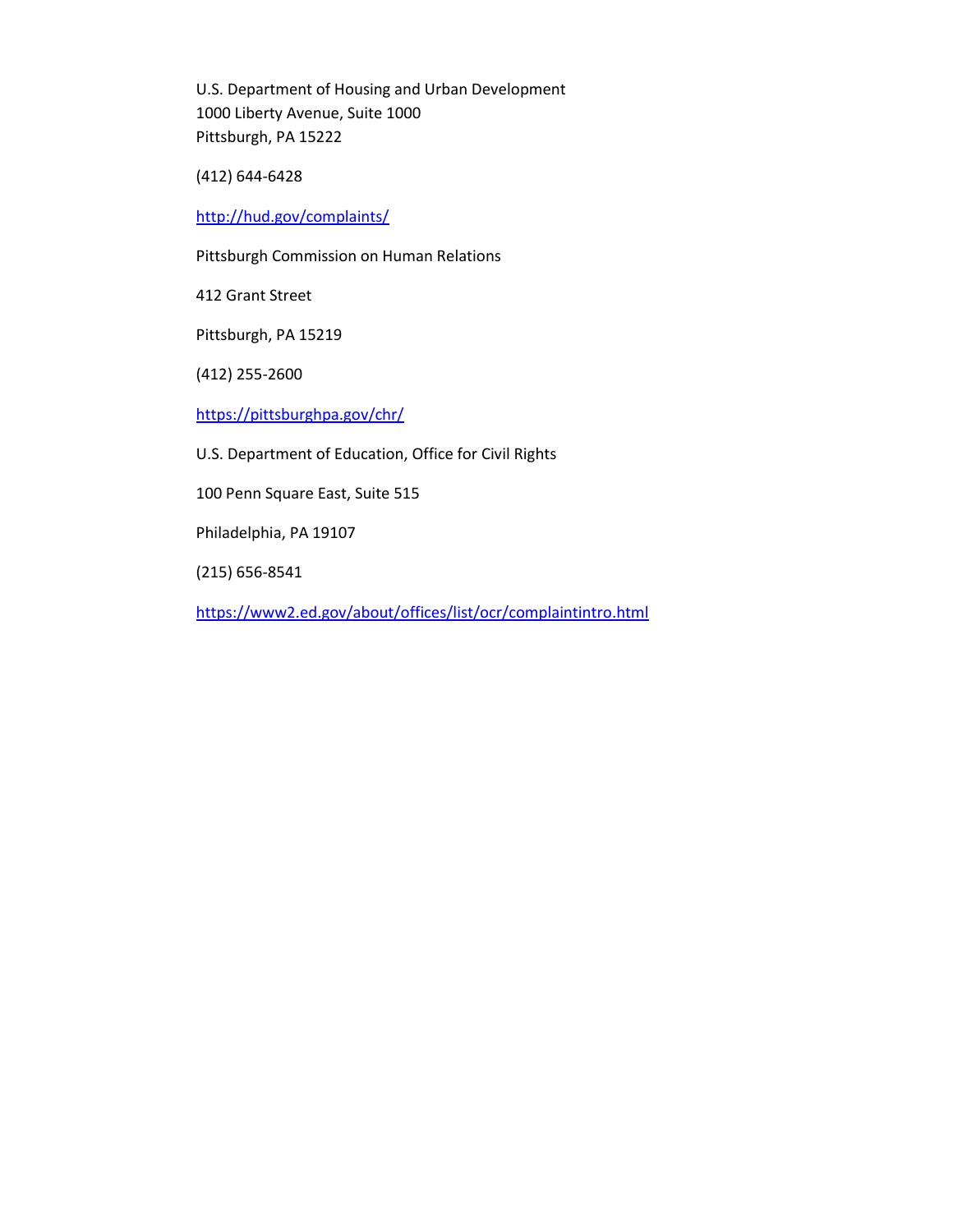U.S. Department of Housing and Urban Development
1000 Liberty Avenue, Suite 1000
Pittsburgh, PA 15222

(412) 644-6428

http://hud.gov/complaints/

Pittsburgh Commission on Human Relations

412 Grant Street

Pittsburgh, PA 15219

(412) 255-2600

https://pittsburghpa.gov/chr/

U.S. Department of Education, Office for Civil Rights

100 Penn Square East, Suite 515

Philadelphia, PA 19107

(215) 656-8541

https://www2.ed.gov/about/offices/list/ocr/complaintintro.html